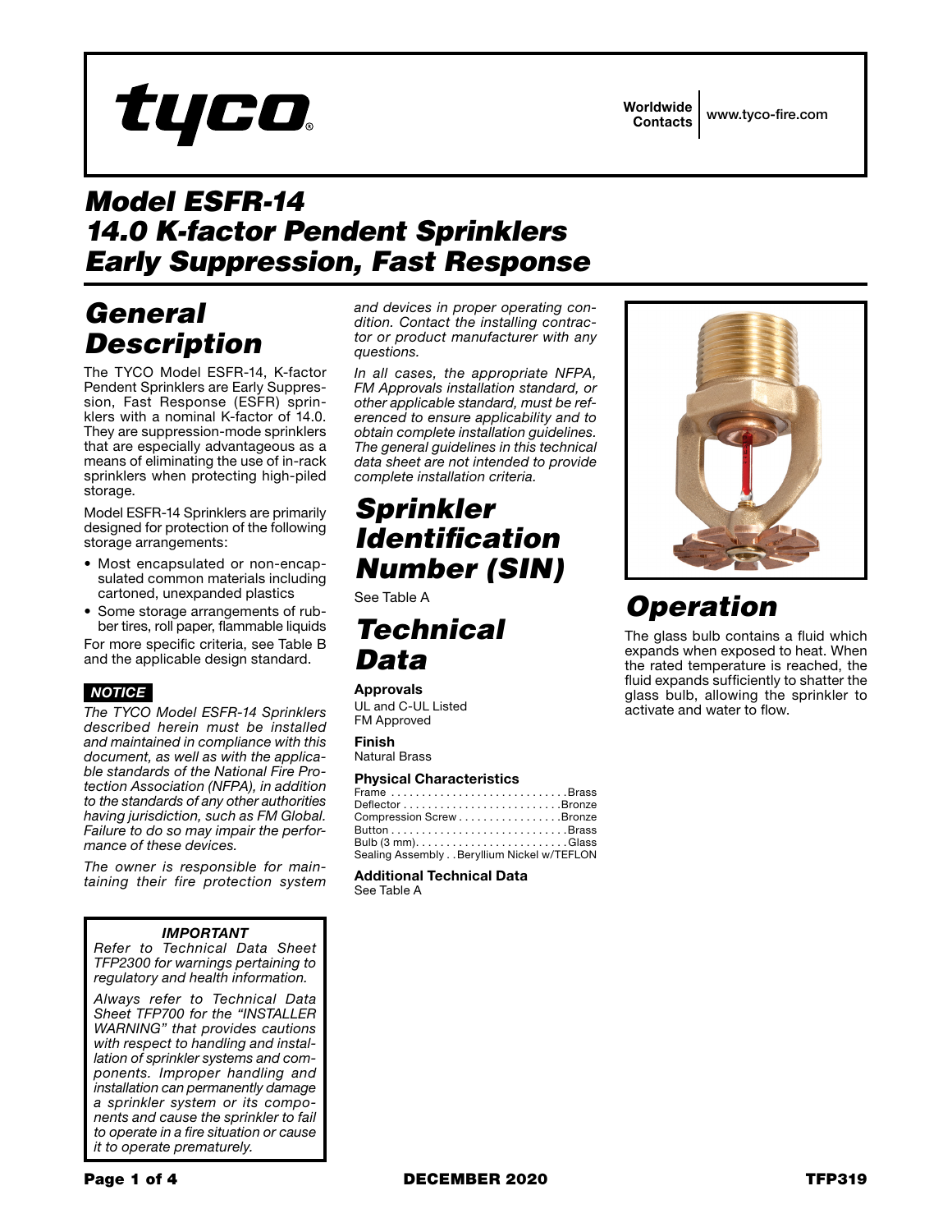tyco®

Worldwide Contacts | www.tyco-fire.com

# Model ESFR-14 14.0 K-factor Pendent Sprinklers Early Suppression, Fast Response

## General Description

The TYCO Model ESFR-14, K-factor Pendent Sprinklers are Early Suppression, Fast Response (ESFR) sprinklers with a nominal K-factor of 14.0. They are suppression-mode sprinklers that are especially advantageous as a means of eliminating the use of in-rack sprinklers when protecting high-piled storage.

Model ESFR-14 Sprinklers are primarily designed for protection of the following storage arrangements:

- Most encapsulated or non-encapsulated common materials including cartoned, unexpanded plastics
- Some storage arrangements of rubber tires, roll paper, flammable liquids

For more specific criteria, see Table B and the applicable design standard.

**NOTICE**

*The TYCO Model ESFR-14 Sprinklers described herein must be installed and maintained in compliance with this document, as well as with the applicable standards of the National Fire Protection Association (NFPA), in addition to the standards of any other authorities having jurisdiction, such as FM Global. Failure to do so may impair the performance of these devices.*

*The owner is responsible for maintaining their fire protection system and devices in proper operating condition. Contact the installing contractor or product manufacturer with any questions.*

*In all cases, the appropriate NFPA, FM Approvals installation standard, or other applicable standard, must be referenced to ensure applicability and to obtain complete installation guidelines. The general guidelines in this technical data sheet are not intended to provide complete installation criteria.*

***IMPORTANT***

*Refer to Technical Data Sheet TFP2300 for warnings pertaining to regulatory and health information.*

*Always refer to Technical Data Sheet TFP700 for the "INSTALLER WARNING" that provides cautions with respect to handling and installation of sprinkler systems and components. Improper handling and installation can permanently damage a sprinkler system or its components and cause the sprinkler to fail to operate in a fire situation or cause it to operate prematurely.*

## Sprinkler Identification Number (SIN)

See Table A

## Technical Data

**Approvals**
UL and C-UL Listed
FM Approved

**Finish**
Natural Brass

**Physical Characteristics**

Frame . . . . . . . . . . . . . . . . . . . . . . . . . . . . .Brass
Deflector . . . . . . . . . . . . . . . . . . . . . . . . . .Bronze
Compression Screw . . . . . . . . . . . . . . . . .Bronze
Button . . . . . . . . . . . . . . . . . . . . . . . . . . . . .Brass
Bulb (3 mm). . . . . . . . . . . . . . . . . . . . . . . . .Glass
Sealing Assembly . . Beryllium Nickel w/TEFLON

**Additional Technical Data**
See Table A

## Operation

The glass bulb contains a fluid which expands when exposed to heat. When the rated temperature is reached, the fluid expands sufficiently to shatter the glass bulb, allowing the sprinkler to activate and water to flow.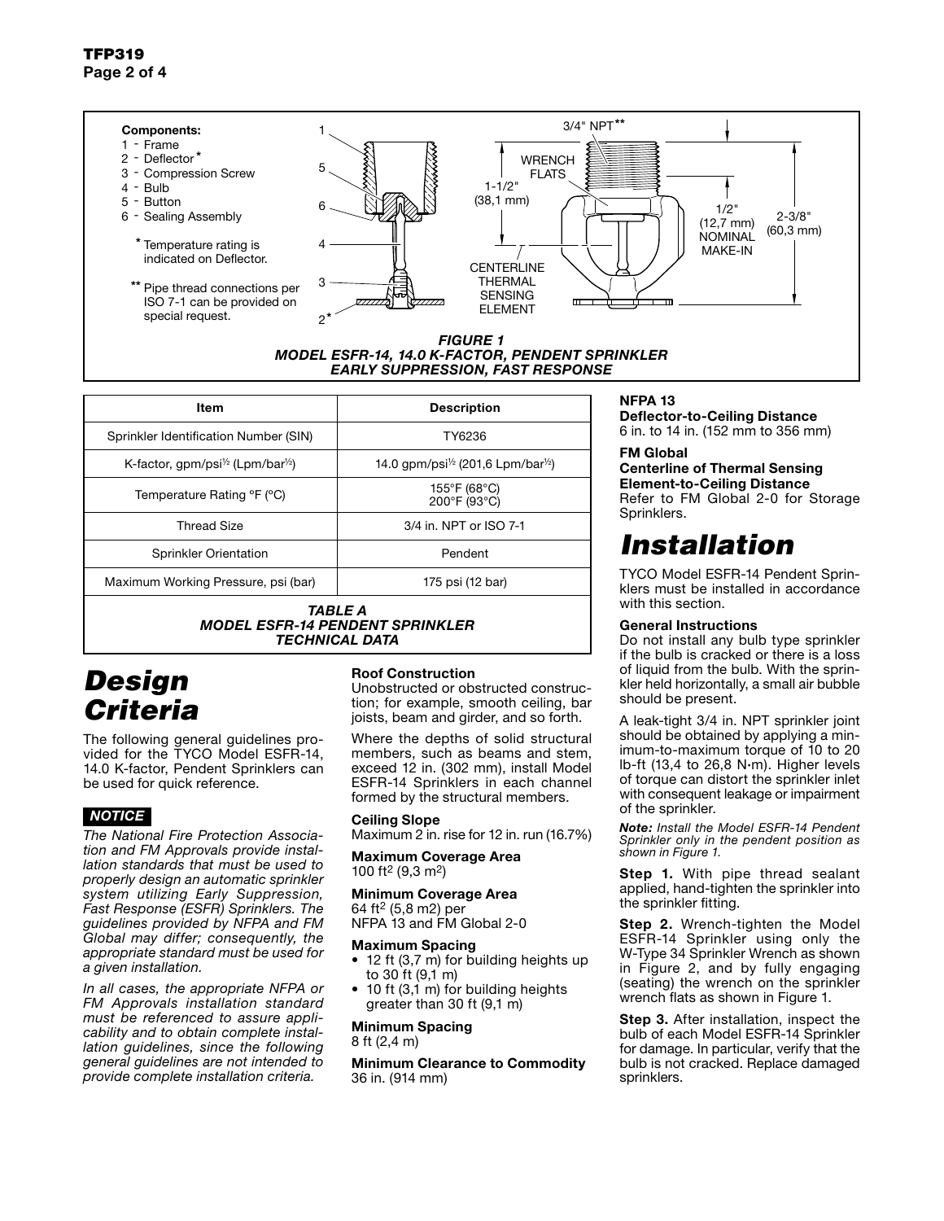**Components:**
1 - Frame
2 - Deflector*
3 - Compression Screw
4 - Bulb
5 - Button
6 - Sealing Assembly

\* Temperature rating is indicated on Deflector.

\*\* Pipe thread connections per ISO 7-1 can be provided on special request.

3/4" NPT\*\*

WRENCH FLATS

1-1/2" (38,1 mm)

1/2" (12,7 mm) NOMINAL MAKE-IN

2-3/8" (60,3 mm)

CENTERLINE THERMAL SENSING ELEMENT

***FIGURE 1***
***MODEL ESFR-14, 14.0 K-FACTOR, PENDENT SPRINKLER***
***EARLY SUPPRESSION, FAST RESPONSE***

| Item | Description |
|---|---|
| Sprinkler Identification Number (SIN) | TY6236 |
| K-factor, gpm/psi½ (Lpm/bar½) | 14.0 gpm/psi½ (201,6 Lpm/bar½) |
| Temperature Rating °F (°C) | 155°F (68°C)<br>200°F (93°C) |
| Thread Size | 3/4 in. NPT or ISO 7-1 |
| Sprinkler Orientation | Pendent |
| Maximum Working Pressure, psi (bar) | 175 psi (12 bar) |

***TABLE A***
***MODEL ESFR-14 PENDENT SPRINKLER***
***TECHNICAL DATA***

# Design Criteria

The following general guidelines provided for the TYCO Model ESFR-14, 14.0 K-factor, Pendent Sprinklers can be used for quick reference.

**NOTICE**

*The National Fire Protection Association and FM Approvals provide installation standards that must be used to properly design an automatic sprinkler system utilizing Early Suppression, Fast Response (ESFR) Sprinklers. The guidelines provided by NFPA and FM Global may differ; consequently, the appropriate standard must be used for a given installation.*

*In all cases, the appropriate NFPA or FM Approvals installation standard must be referenced to assure applicability and to obtain complete installation guidelines, since the following general guidelines are not intended to provide complete installation criteria.*

**Roof Construction**
Unobstructed or obstructed construction; for example, smooth ceiling, bar joists, beam and girder, and so forth.

Where the depths of solid structural members, such as beams and stem, exceed 12 in. (302 mm), install Model ESFR-14 Sprinklers in each channel formed by the structural members.

**Ceiling Slope**
Maximum 2 in. rise for 12 in. run (16.7%)

**Maximum Coverage Area**
100 ft$^2$ (9,3 m$^2$)

**Minimum Coverage Area**
64 ft$^2$ (5,8 m2) per NFPA 13 and FM Global 2-0

**Maximum Spacing**
- 12 ft (3,7 m) for building heights up to 30 ft (9,1 m)
- 10 ft (3,1 m) for building heights greater than 30 ft (9,1 m)

**Minimum Spacing**
8 ft (2,4 m)

**Minimum Clearance to Commodity**
36 in. (914 mm)

**NFPA 13**
**Deflector-to-Ceiling Distance**
6 in. to 14 in. (152 mm to 356 mm)

**FM Global**
**Centerline of Thermal Sensing Element-to-Ceiling Distance**
Refer to FM Global 2-0 for Storage Sprinklers.

# Installation

TYCO Model ESFR-14 Pendent Sprinklers must be installed in accordance with this section.

**General Instructions**
Do not install any bulb type sprinkler if the bulb is cracked or there is a loss of liquid from the bulb. With the sprinkler held horizontally, a small air bubble should be present.

A leak-tight 3/4 in. NPT sprinkler joint should be obtained by applying a minimum-to-maximum torque of 10 to 20 lb-ft (13,4 to 26,8 N·m). Higher levels of torque can distort the sprinkler inlet with consequent leakage or impairment of the sprinkler.

***Note:*** *Install the Model ESFR-14 Pendent Sprinkler only in the pendent position as shown in Figure 1.*

**Step 1.** With pipe thread sealant applied, hand-tighten the sprinkler into the sprinkler fitting.

**Step 2.** Wrench-tighten the Model ESFR-14 Sprinkler using only the W-Type 34 Sprinkler Wrench as shown in Figure 2, and by fully engaging (seating) the wrench on the sprinkler wrench flats as shown in Figure 1.

**Step 3.** After installation, inspect the bulb of each Model ESFR-14 Sprinkler for damage. In particular, verify that the bulb is not cracked. Replace damaged sprinklers.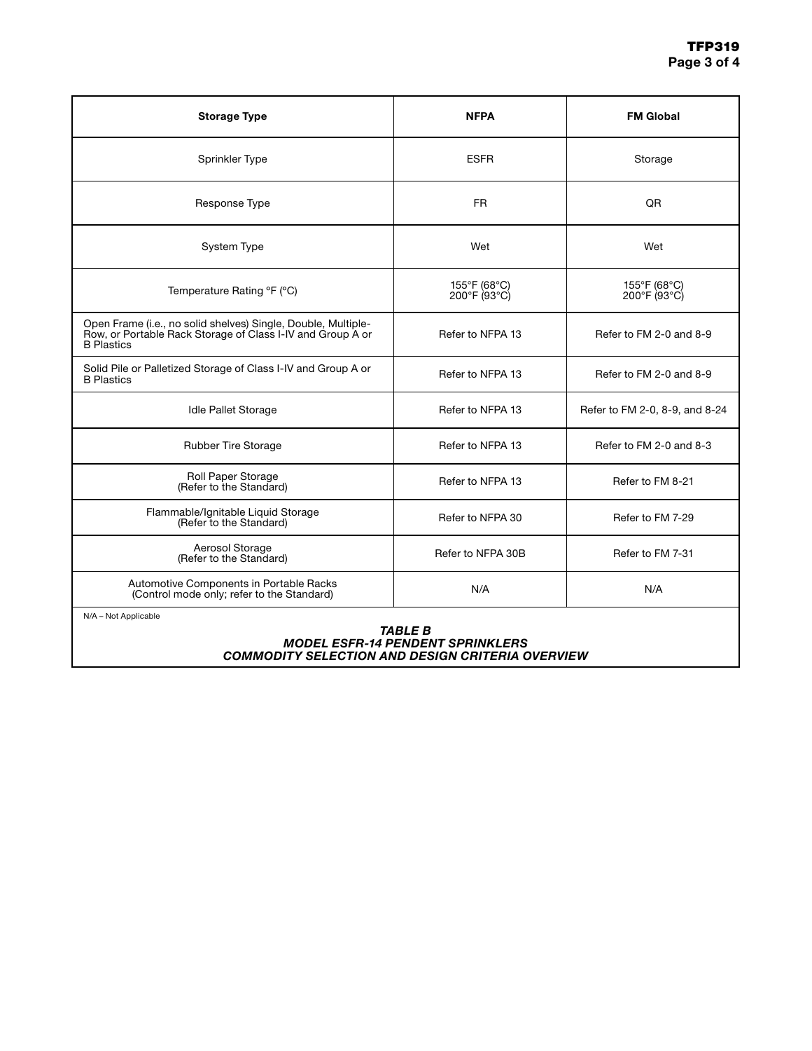| Storage Type | NFPA | FM Global |
|---|---|---|
| Sprinkler Type | ESFR | Storage |
| Response Type | FR | QR |
| System Type | Wet | Wet |
| Temperature Rating °F (°C) | 155°F (68°C)<br>200°F (93°C) | 155°F (68°C)<br>200°F (93°C) |
| Open Frame (i.e., no solid shelves) Single, Double, Multiple-Row, or Portable Rack Storage of Class I-IV and Group A or B Plastics | Refer to NFPA 13 | Refer to FM 2-0 and 8-9 |
| Solid Pile or Palletized Storage of Class I-IV and Group A or B Plastics | Refer to NFPA 13 | Refer to FM 2-0 and 8-9 |
| Idle Pallet Storage | Refer to NFPA 13 | Refer to FM 2-0, 8-9, and 8-24 |
| Rubber Tire Storage | Refer to NFPA 13 | Refer to FM 2-0 and 8-3 |
| Roll Paper Storage<br>(Refer to the Standard) | Refer to NFPA 13 | Refer to FM 8-21 |
| Flammable/Ignitable Liquid Storage<br>(Refer to the Standard) | Refer to NFPA 30 | Refer to FM 7-29 |
| Aerosol Storage<br>(Refer to the Standard) | Refer to NFPA 30B | Refer to FM 7-31 |
| Automotive Components in Portable Racks<br>(Control mode only; refer to the Standard) | N/A | N/A |

N/A – Not Applicable

***TABLE B***
***MODEL ESFR-14 PENDENT SPRINKLERS***
***COMMODITY SELECTION AND DESIGN CRITERIA OVERVIEW***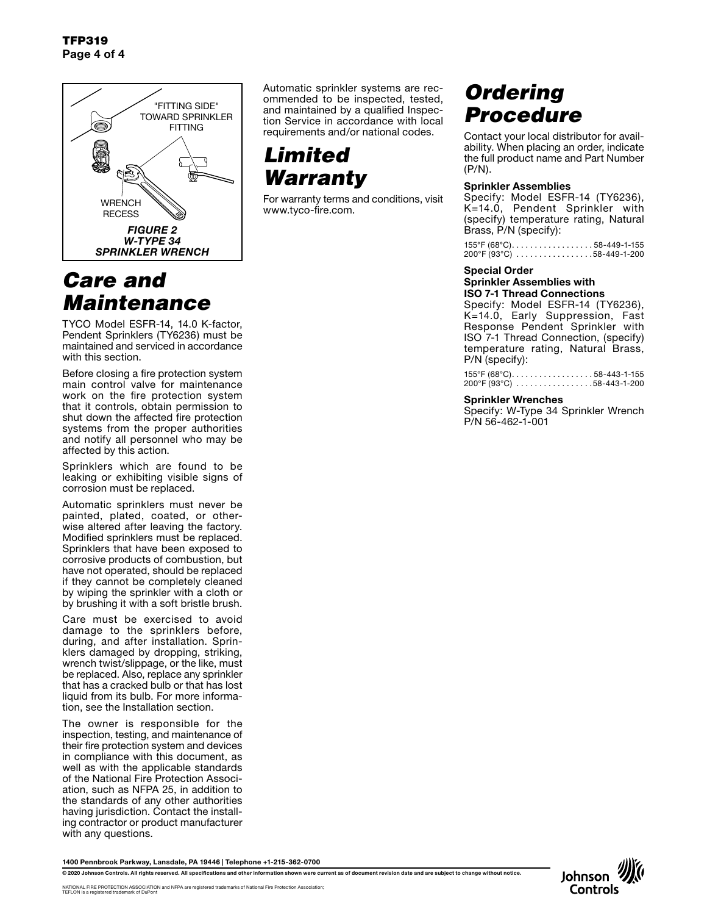"FITTING SIDE"
TOWARD SPRINKLER
FITTING

WRENCH
RECESS

*FIGURE 2*
*W-TYPE 34*
*SPRINKLER WRENCH*

# *Care and Maintenance*

TYCO Model ESFR-14, 14.0 K-factor, Pendent Sprinklers (TY6236) must be maintained and serviced in accordance with this section.

Before closing a fire protection system main control valve for maintenance work on the fire protection system that it controls, obtain permission to shut down the affected fire protection systems from the proper authorities and notify all personnel who may be affected by this action.

Sprinklers which are found to be leaking or exhibiting visible signs of corrosion must be replaced.

Automatic sprinklers must never be painted, plated, coated, or otherwise altered after leaving the factory. Modified sprinklers must be replaced. Sprinklers that have been exposed to corrosive products of combustion, but have not operated, should be replaced if they cannot be completely cleaned by wiping the sprinkler with a cloth or by brushing it with a soft bristle brush.

Care must be exercised to avoid damage to the sprinklers before, during, and after installation. Sprinklers damaged by dropping, striking, wrench twist/slippage, or the like, must be replaced. Also, replace any sprinkler that has a cracked bulb or that has lost liquid from its bulb. For more information, see the Installation section.

The owner is responsible for the inspection, testing, and maintenance of their fire protection system and devices in compliance with this document, as well as with the applicable standards of the National Fire Protection Association, such as NFPA 25, in addition to the standards of any other authorities having jurisdiction. Contact the installing contractor or product manufacturer with any questions.

Automatic sprinkler systems are recommended to be inspected, tested, and maintained by a qualified Inspection Service in accordance with local requirements and/or national codes.

# *Limited Warranty*

For warranty terms and conditions, visit www.tyco-fire.com.

# *Ordering Procedure*

Contact your local distributor for availability. When placing an order, indicate the full product name and Part Number (P/N).

**Sprinkler Assemblies**
Specify: Model ESFR-14 (TY6236), K=14.0, Pendent Sprinkler with (specify) temperature rating, Natural Brass, P/N (specify):

155°F (68°C). . . . . . . . . . . . . . . . . . 58-449-1-155
200°F (93°C) . . . . . . . . . . . . . . . . .58-449-1-200

**Special Order**
**Sprinkler Assemblies with ISO 7-1 Thread Connections**
Specify: Model ESFR-14 (TY6236), K=14.0, Early Suppression, Fast Response Pendent Sprinkler with ISO 7-1 Thread Connection, (specify) temperature rating, Natural Brass, P/N (specify):

155°F (68°C). . . . . . . . . . . . . . . . . . 58-443-1-155
200°F (93°C) . . . . . . . . . . . . . . . . .58-443-1-200

**Sprinkler Wrenches**
Specify: W-Type 34 Sprinkler Wrench P/N 56-462-1-001

**1400 Pennbrook Parkway, Lansdale, PA 19446 | Telephone +1-215-362-0700**

**© 2020 Johnson Controls. All rights reserved. All specifications and other information shown were current as of document revision date and are subject to change without notice.**

NATIONAL FIRE PROTECTION ASSOCIATION and NFPA are registered trademarks of National Fire Protection Association;
TEFLON is a registered trademark of DuPont